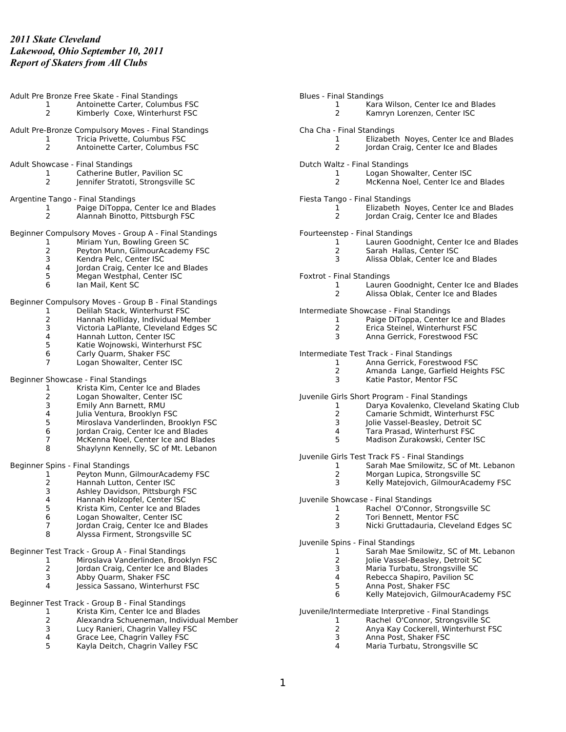*2011 Skate Cleveland*
*Lakewood, Ohio September 10, 2011*
*Report of Skaters from All Clubs*

Adult Pre Bronze Free Skate - Final Standings

1. Antoinette Carter, Columbus FSC
2. Kimberly Coxe, Winterhurst FSC

Adult Pre-Bronze Compulsory Moves - Final Standings

1. Tricia Privette, Columbus FSC
2. Antoinette Carter, Columbus FSC

Adult Showcase - Final Standings

1. Catherine Butler, Pavilion SC
2. Jennifer Stratoti, Strongsville SC

Argentine Tango - Final Standings

1. Paige DiToppa, Center Ice and Blades
2. Alannah Binotto, Pittsburgh FSC

Beginner Compulsory Moves - Group A - Final Standings

1. Miriam Yun, Bowling Green SC
2. Peyton Munn, GilmourAcademy FSC
3. Kendra Pelc, Center ISC
4. Jordan Craig, Center Ice and Blades
5. Megan Westphal, Center ISC
6. Ian Mail, Kent SC

Beginner Compulsory Moves - Group B - Final Standings

1. Delilah Stack, Winterhurst FSC
2. Hannah Holliday, Individual Member
3. Victoria LaPlante, Cleveland Edges SC
4. Hannah Lutton, Center ISC
5. Katie Wojnowski, Winterhurst FSC
6. Carly Quarm, Shaker FSC
7. Logan Showalter, Center ISC

Beginner Showcase - Final Standings

1. Krista Kim, Center Ice and Blades
2. Logan Showalter, Center ISC
3. Emily Ann Barnett, RMU
4. Julia Ventura, Brooklyn FSC
5. Miroslava Vanderlinden, Brooklyn FSC
6. Jordan Craig, Center Ice and Blades
7. McKenna Noel, Center Ice and Blades
8. Shaylynn Kennelly, SC of Mt. Lebanon

Beginner Spins - Final Standings

1. Peyton Munn, GilmourAcademy FSC
2. Hannah Lutton, Center ISC
3. Ashley Davidson, Pittsburgh FSC
4. Hannah Holzopfel, Center ISC
5. Krista Kim, Center Ice and Blades
6. Logan Showalter, Center ISC
7. Jordan Craig, Center Ice and Blades
8. Alyssa Firment, Strongsville SC

Beginner Test Track - Group A - Final Standings

1. Miroslava Vanderlinden, Brooklyn FSC
2. Jordan Craig, Center Ice and Blades
3. Abby Quarm, Shaker FSC
4. Jessica Sassano, Winterhurst FSC

Beginner Test Track - Group B - Final Standings

1. Krista Kim, Center Ice and Blades
2. Alexandra Schueneman, Individual Member
3. Lucy Ranieri, Chagrin Valley FSC
4. Grace Lee, Chagrin Valley FSC
5. Kayla Deitch, Chagrin Valley FSC

Blues - Final Standings

1. Kara Wilson, Center Ice and Blades
2. Kamryn Lorenzen, Center ISC

Cha Cha - Final Standings

1. Elizabeth Noyes, Center Ice and Blades
2. Jordan Craig, Center Ice and Blades

Dutch Waltz - Final Standings

1. Logan Showalter, Center ISC
2. McKenna Noel, Center Ice and Blades

Fiesta Tango - Final Standings

1. Elizabeth Noyes, Center Ice and Blades
2. Jordan Craig, Center Ice and Blades

Fourteenstep - Final Standings

1. Lauren Goodnight, Center Ice and Blades
2. Sarah Hallas, Center ISC
3. Alissa Oblak, Center Ice and Blades

Foxtrot - Final Standings

1. Lauren Goodnight, Center Ice and Blades
2. Alissa Oblak, Center Ice and Blades

Intermediate Showcase - Final Standings

1. Paige DiToppa, Center Ice and Blades
2. Erica Steinel, Winterhurst FSC
3. Anna Gerrick, Forestwood FSC

Intermediate Test Track - Final Standings

1. Anna Gerrick, Forestwood FSC
2. Amanda Lange, Garfield Heights FSC
3. Katie Pastor, Mentor FSC

Juvenile Girls Short Program - Final Standings

1. Darya Kovalenko, Cleveland Skating Club
2. Camarie Schmidt, Winterhurst FSC
3. Jolie Vassel-Beasley, Detroit SC
4. Tara Prasad, Winterhurst FSC
5. Madison Zurakowski, Center ISC

Juvenile Girls Test Track FS - Final Standings

1. Sarah Mae Smilowitz, SC of Mt. Lebanon
2. Morgan Lupica, Strongsville SC
3. Kelly Matejovich, GilmourAcademy FSC

Juvenile Showcase - Final Standings

1. Rachel O'Connor, Strongsville SC
2. Tori Bennett, Mentor FSC
3. Nicki Gruttadauria, Cleveland Edges SC

Juvenile Spins - Final Standings

1. Sarah Mae Smilowitz, SC of Mt. Lebanon
2. Jolie Vassel-Beasley, Detroit SC
3. Maria Turbatu, Strongsville SC
4. Rebecca Shapiro, Pavilion SC
5. Anna Post, Shaker FSC
6. Kelly Matejovich, GilmourAcademy FSC

Juvenile/Intermediate Interpretive - Final Standings

1. Rachel O'Connor, Strongsville SC
2. Anya Kay Cockerell, Winterhurst FSC
3. Anna Post, Shaker FSC
4. Maria Turbatu, Strongsville SC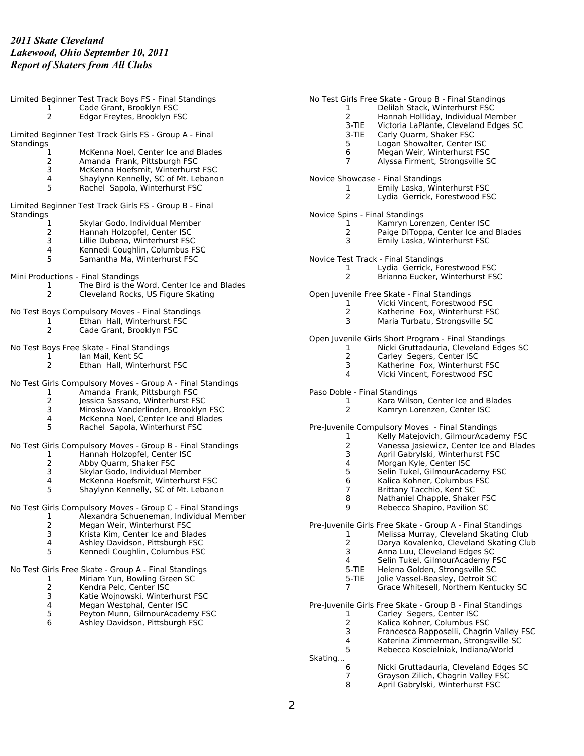*2011 Skate Cleveland*
*Lakewood, Ohio September 10, 2011*
*Report of Skaters from All Clubs*

Limited Beginner Test Track Boys FS - Final Standings

1 Cade Grant, Brooklyn FSC
2 Edgar Freytes, Brooklyn FSC

Limited Beginner Test Track Girls FS - Group A - Final Standings

1 McKenna Noel, Center Ice and Blades
2 Amanda Frank, Pittsburgh FSC
3 McKenna Hoefsmit, Winterhurst FSC
4 Shaylynn Kennelly, SC of Mt. Lebanon
5 Rachel Sapola, Winterhurst FSC

Limited Beginner Test Track Girls FS - Group B - Final Standings

1 Skylar Godo, Individual Member
2 Hannah Holzopfel, Center ISC
3 Lillie Dubena, Winterhurst FSC
4 Kennedi Coughlin, Columbus FSC
5 Samantha Ma, Winterhurst FSC

Mini Productions - Final Standings

1 The Bird is the Word, Center Ice and Blades
2 Cleveland Rocks, US Figure Skating

No Test Boys Compulsory Moves - Final Standings

1 Ethan Hall, Winterhurst FSC
2 Cade Grant, Brooklyn FSC

No Test Boys Free Skate - Final Standings

1 Ian Mail, Kent SC
2 Ethan Hall, Winterhurst FSC

No Test Girls Compulsory Moves - Group A - Final Standings

1 Amanda Frank, Pittsburgh FSC
2 Jessica Sassano, Winterhurst FSC
3 Miroslava Vanderlinden, Brooklyn FSC
4 McKenna Noel, Center Ice and Blades
5 Rachel Sapola, Winterhurst FSC

No Test Girls Compulsory Moves - Group B - Final Standings

1 Hannah Holzopfel, Center ISC
2 Abby Quarm, Shaker FSC
3 Skylar Godo, Individual Member
4 McKenna Hoefsmit, Winterhurst FSC
5 Shaylynn Kennelly, SC of Mt. Lebanon

No Test Girls Compulsory Moves - Group C - Final Standings

1 Alexandra Schueneman, Individual Member
2 Megan Weir, Winterhurst FSC
3 Krista Kim, Center Ice and Blades
4 Ashley Davidson, Pittsburgh FSC
5 Kennedi Coughlin, Columbus FSC

No Test Girls Free Skate - Group A - Final Standings

1 Miriam Yun, Bowling Green SC
2 Kendra Pelc, Center ISC
3 Katie Wojnowski, Winterhurst FSC
4 Megan Westphal, Center ISC
5 Peyton Munn, GilmourAcademy FSC
6 Ashley Davidson, Pittsburgh FSC

No Test Girls Free Skate - Group B - Final Standings

1 Delilah Stack, Winterhurst FSC
2 Hannah Holliday, Individual Member
3-TIE Victoria LaPlante, Cleveland Edges SC
3-TIE Carly Quarm, Shaker FSC
5 Logan Showalter, Center ISC
6 Megan Weir, Winterhurst FSC
7 Alyssa Firment, Strongsville SC

Novice Showcase - Final Standings

1 Emily Laska, Winterhurst FSC
2 Lydia Gerrick, Forestwood FSC

Novice Spins - Final Standings

1 Kamryn Lorenzen, Center ISC
2 Paige DiToppa, Center Ice and Blades
3 Emily Laska, Winterhurst FSC

Novice Test Track - Final Standings

1 Lydia Gerrick, Forestwood FSC
2 Brianna Eucker, Winterhurst FSC

Open Juvenile Free Skate - Final Standings

1 Vicki Vincent, Forestwood FSC
2 Katherine Fox, Winterhurst FSC
3 Maria Turbatu, Strongsville SC

Open Juvenile Girls Short Program - Final Standings

1 Nicki Gruttadauria, Cleveland Edges SC
2 Carley Segers, Center ISC
3 Katherine Fox, Winterhurst FSC
4 Vicki Vincent, Forestwood FSC

Paso Doble - Final Standings

1 Kara Wilson, Center Ice and Blades
2 Kamryn Lorenzen, Center ISC

Pre-Juvenile Compulsory Moves - Final Standings

1 Kelly Matejovich, GilmourAcademy FSC
2 Vanessa Jasiewicz, Center Ice and Blades
3 April Gabrylski, Winterhurst FSC
4 Morgan Kyle, Center ISC
5 Selin Tukel, GilmourAcademy FSC
6 Kalica Kohner, Columbus FSC
7 Brittany Tacchio, Kent SC
8 Nathaniel Chapple, Shaker FSC
9 Rebecca Shapiro, Pavilion SC

Pre-Juvenile Girls Free Skate - Group A - Final Standings

1 Melissa Murray, Cleveland Skating Club
2 Darya Kovalenko, Cleveland Skating Club
3 Anna Luu, Cleveland Edges SC
4 Selin Tukel, GilmourAcademy FSC
5-TIE Helena Golden, Strongsville SC
5-TIE Jolie Vassel-Beasley, Detroit SC
7 Grace Whitesell, Northern Kentucky SC

Pre-Juvenile Girls Free Skate - Group B - Final Standings

1 Carley Segers, Center ISC
2 Kalica Kohner, Columbus FSC
3 Francesca Rapposelli, Chagrin Valley FSC
4 Katerina Zimmerman, Strongsville SC
5 Rebecca Koscielniak, Indiana/World Skating...
6 Nicki Gruttadauria, Cleveland Edges SC
7 Grayson Zilich, Chagrin Valley FSC
8 April Gabrylski, Winterhurst FSC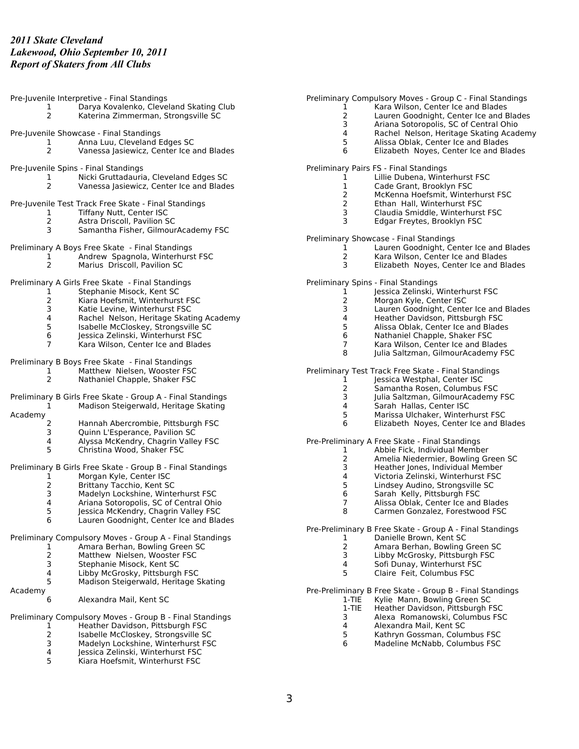*2011 Skate Cleveland*
*Lakewood, Ohio September 10, 2011*
*Report of Skaters from All Clubs*

Pre-Juvenile Interpretive - Final Standings

1 Darya Kovalenko, Cleveland Skating Club
2 Katerina Zimmerman, Strongsville SC

Pre-Juvenile Showcase - Final Standings

1 Anna Luu, Cleveland Edges SC
2 Vanessa Jasiewicz, Center Ice and Blades

Pre-Juvenile Spins - Final Standings

1 Nicki Gruttadauria, Cleveland Edges SC
2 Vanessa Jasiewicz, Center Ice and Blades

Pre-Juvenile Test Track Free Skate - Final Standings

1 Tiffany Nutt, Center ISC
2 Astra Driscoll, Pavilion SC
3 Samantha Fisher, GilmourAcademy FSC

Preliminary A Boys Free Skate - Final Standings

1 Andrew Spagnola, Winterhurst FSC
2 Marius Driscoll, Pavilion SC

Preliminary A Girls Free Skate - Final Standings

1 Stephanie Misock, Kent SC
2 Kiara Hoefsmit, Winterhurst FSC
3 Katie Levine, Winterhurst FSC
4 Rachel Nelson, Heritage Skating Academy
5 Isabelle McCloskey, Strongsville SC
6 Jessica Zelinski, Winterhurst FSC
7 Kara Wilson, Center Ice and Blades

Preliminary B Boys Free Skate - Final Standings

1 Matthew Nielsen, Wooster FSC
2 Nathaniel Chapple, Shaker FSC

Preliminary B Girls Free Skate - Group A - Final Standings

1 Madison Steigerwald, Heritage Skating Academy
2 Hannah Abercrombie, Pittsburgh FSC
3 Quinn L'Esperance, Pavilion SC
4 Alyssa McKendry, Chagrin Valley FSC
5 Christina Wood, Shaker FSC

Preliminary B Girls Free Skate - Group B - Final Standings

1 Morgan Kyle, Center ISC
2 Brittany Tacchio, Kent SC
3 Madelyn Lockshine, Winterhurst FSC
4 Ariana Sotoropolis, SC of Central Ohio
5 Jessica McKendry, Chagrin Valley FSC
6 Lauren Goodnight, Center Ice and Blades

Preliminary Compulsory Moves - Group A - Final Standings

1 Amara Berhan, Bowling Green SC
2 Matthew Nielsen, Wooster FSC
3 Stephanie Misock, Kent SC
4 Libby McGrosky, Pittsburgh FSC
5 Madison Steigerwald, Heritage Skating Academy
6 Alexandra Mail, Kent SC

Preliminary Compulsory Moves - Group B - Final Standings

1 Heather Davidson, Pittsburgh FSC
2 Isabelle McCloskey, Strongsville SC
3 Madelyn Lockshine, Winterhurst FSC
4 Jessica Zelinski, Winterhurst FSC
5 Kiara Hoefsmit, Winterhurst FSC

Preliminary Compulsory Moves - Group C - Final Standings

1 Kara Wilson, Center Ice and Blades
2 Lauren Goodnight, Center Ice and Blades
3 Ariana Sotoropolis, SC of Central Ohio
4 Rachel Nelson, Heritage Skating Academy
5 Alissa Oblak, Center Ice and Blades
6 Elizabeth Noyes, Center Ice and Blades

Preliminary Pairs FS - Final Standings

1 Lillie Dubena, Winterhurst FSC
1 Cade Grant, Brooklyn FSC
2 McKenna Hoefsmit, Winterhurst FSC
2 Ethan Hall, Winterhurst FSC
3 Claudia Smiddle, Winterhurst FSC
3 Edgar Freytes, Brooklyn FSC

Preliminary Showcase - Final Standings

1 Lauren Goodnight, Center Ice and Blades
2 Kara Wilson, Center Ice and Blades
3 Elizabeth Noyes, Center Ice and Blades

Preliminary Spins - Final Standings

1 Jessica Zelinski, Winterhurst FSC
2 Morgan Kyle, Center ISC
3 Lauren Goodnight, Center Ice and Blades
4 Heather Davidson, Pittsburgh FSC
5 Alissa Oblak, Center Ice and Blades
6 Nathaniel Chapple, Shaker FSC
7 Kara Wilson, Center Ice and Blades
8 Julia Saltzman, GilmourAcademy FSC

Preliminary Test Track Free Skate - Final Standings

1 Jessica Westphal, Center ISC
2 Samantha Rosen, Columbus FSC
3 Julia Saltzman, GilmourAcademy FSC
4 Sarah Hallas, Center ISC
5 Marissa Ulchaker, Winterhurst FSC
6 Elizabeth Noyes, Center Ice and Blades

Pre-Preliminary A Free Skate - Final Standings

1 Abbie Fick, Individual Member
2 Amelia Niedermier, Bowling Green SC
3 Heather Jones, Individual Member
4 Victoria Zelinski, Winterhurst FSC
5 Lindsey Audino, Strongsville SC
6 Sarah Kelly, Pittsburgh FSC
7 Alissa Oblak, Center Ice and Blades
8 Carmen Gonzalez, Forestwood FSC

Pre-Preliminary B Free Skate - Group A - Final Standings

1 Danielle Brown, Kent SC
2 Amara Berhan, Bowling Green SC
3 Libby McGrosky, Pittsburgh FSC
4 Sofi Dunay, Winterhurst FSC
5 Claire Feit, Columbus FSC

Pre-Preliminary B Free Skate - Group B - Final Standings

1-TIE Kylie Mann, Bowling Green SC
1-TIE Heather Davidson, Pittsburgh FSC
3 Alexa Romanowski, Columbus FSC
4 Alexandra Mail, Kent SC
5 Kathryn Gossman, Columbus FSC
6 Madeline McNabb, Columbus FSC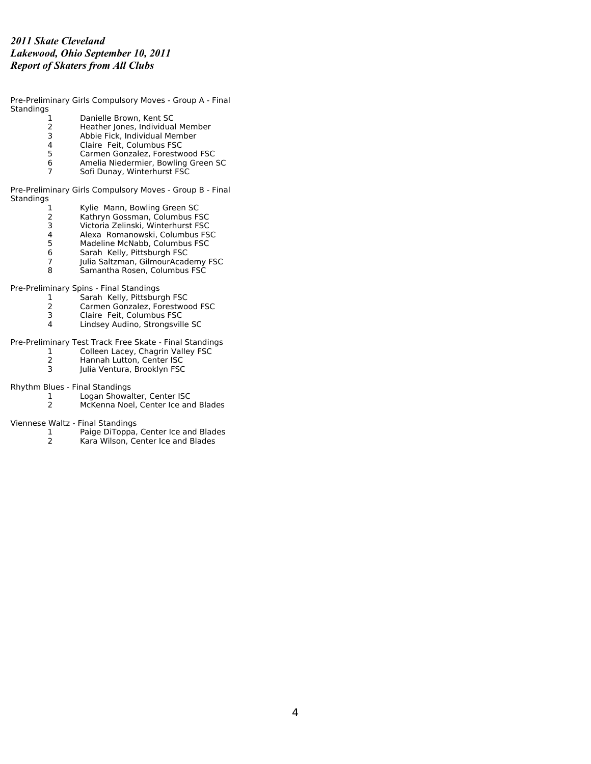*2011 Skate Cleveland*
*Lakewood, Ohio September 10, 2011*
*Report of Skaters from All Clubs*

Pre-Preliminary Girls Compulsory Moves - Group A - Final Standings

1. Danielle Brown, Kent SC
2. Heather Jones, Individual Member
3. Abbie Fick, Individual Member
4. Claire Feit, Columbus FSC
5. Carmen Gonzalez, Forestwood FSC
6. Amelia Niedermier, Bowling Green SC
7. Sofi Dunay, Winterhurst FSC

Pre-Preliminary Girls Compulsory Moves - Group B - Final Standings

1. Kylie Mann, Bowling Green SC
2. Kathryn Gossman, Columbus FSC
3. Victoria Zelinski, Winterhurst FSC
4. Alexa Romanowski, Columbus FSC
5. Madeline McNabb, Columbus FSC
6. Sarah Kelly, Pittsburgh FSC
7. Julia Saltzman, GilmourAcademy FSC
8. Samantha Rosen, Columbus FSC

Pre-Preliminary Spins - Final Standings

1. Sarah Kelly, Pittsburgh FSC
2. Carmen Gonzalez, Forestwood FSC
3. Claire Feit, Columbus FSC
4. Lindsey Audino, Strongsville SC

Pre-Preliminary Test Track Free Skate - Final Standings

1. Colleen Lacey, Chagrin Valley FSC
2. Hannah Lutton, Center ISC
3. Julia Ventura, Brooklyn FSC

Rhythm Blues - Final Standings

1. Logan Showalter, Center ISC
2. McKenna Noel, Center Ice and Blades

Viennese Waltz - Final Standings

1. Paige DiToppa, Center Ice and Blades
2. Kara Wilson, Center Ice and Blades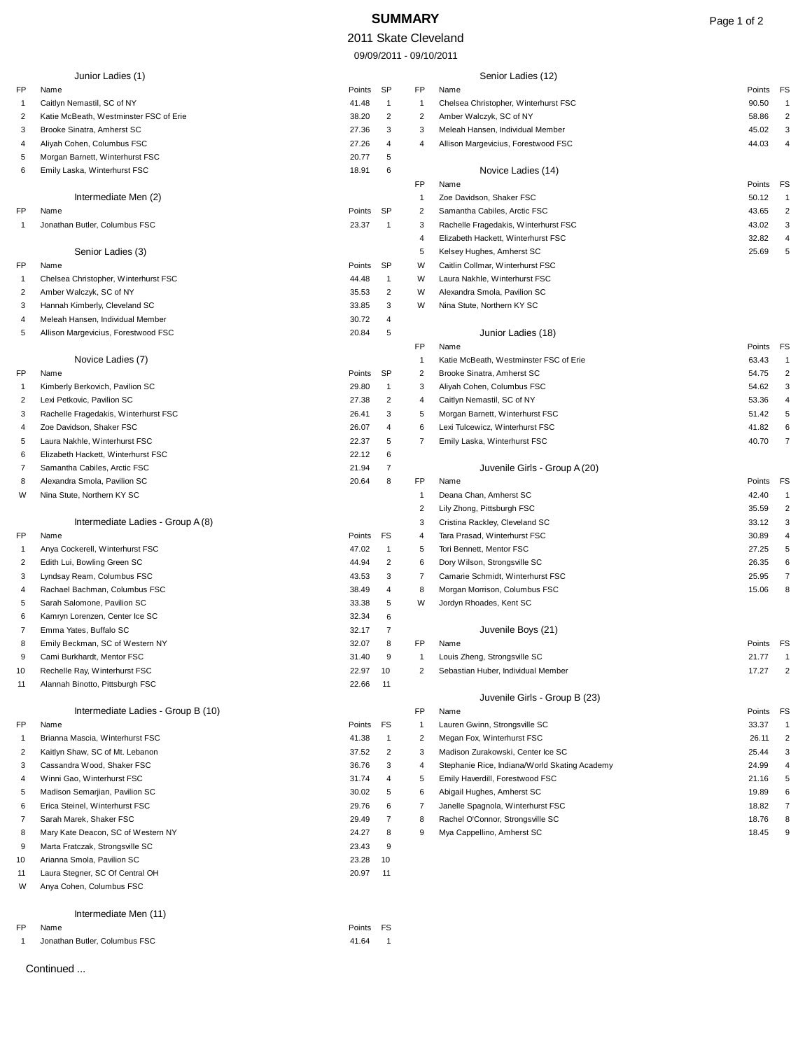# SUMMARY

2011 Skate Cleveland

09/09/2011 - 09/10/2011

### Junior Ladies (1)

| FP | Name | Points | SP |
|---|---|---|---|
| 1 | Caitlyn Nemastil, SC of NY | 41.48 | 1 |
| 2 | Katie McBeath, Westminster FSC of Erie | 38.20 | 2 |
| 3 | Brooke Sinatra, Amherst SC | 27.36 | 3 |
| 4 | Aliyah Cohen, Columbus FSC | 27.26 | 4 |
| 5 | Morgan Barnett, Winterhurst FSC | 20.77 | 5 |
| 6 | Emily Laska, Winterhurst FSC | 18.91 | 6 |

### Intermediate Men (2)

| FP | Name | Points | SP |
|---|---|---|---|
| 1 | Jonathan Butler, Columbus FSC | 23.37 | 1 |

### Senior Ladies (3)

| FP | Name | Points | SP |
|---|---|---|---|
| 1 | Chelsea Christopher, Winterhurst FSC | 44.48 | 1 |
| 2 | Amber Walczyk, SC of NY | 35.53 | 2 |
| 3 | Hannah Kimberly, Cleveland SC | 33.85 | 3 |
| 4 | Meleah Hansen, Individual Member | 30.72 | 4 |
| 5 | Allison Margevicius, Forestwood FSC | 20.84 | 5 |

### Novice Ladies (7)

| FP | Name | Points | SP |
|---|---|---|---|
| 1 | Kimberly Berkovich, Pavilion SC | 29.80 | 1 |
| 2 | Lexi Petkovic, Pavilion SC | 27.38 | 2 |
| 3 | Rachelle Fragedakis, Winterhurst FSC | 26.41 | 3 |
| 4 | Zoe Davidson, Shaker FSC | 26.07 | 4 |
| 5 | Laura Nakhle, Winterhurst FSC | 22.37 | 5 |
| 6 | Elizabeth Hackett, Winterhurst FSC | 22.12 | 6 |
| 7 | Samantha Cabiles, Arctic FSC | 21.94 | 7 |
| 8 | Alexandra Smola, Pavilion SC | 20.64 | 8 |
| W | Nina Stute, Northern KY SC | | |

### Intermediate Ladies - Group A (8)

| FP | Name | Points | FS |
|---|---|---|---|
| 1 | Anya Cockerell, Winterhurst FSC | 47.02 | 1 |
| 2 | Edith Lui, Bowling Green SC | 44.94 | 2 |
| 3 | Lyndsay Ream, Columbus FSC | 43.53 | 3 |
| 4 | Rachael Bachman, Columbus FSC | 38.49 | 4 |
| 5 | Sarah Salomone, Pavilion SC | 33.38 | 5 |
| 6 | Kamryn Lorenzen, Center Ice SC | 32.34 | 6 |
| 7 | Emma Yates, Buffalo SC | 32.17 | 7 |
| 8 | Emily Beckman, SC of Western NY | 32.07 | 8 |
| 9 | Cami Burkhardt, Mentor FSC | 31.40 | 9 |
| 10 | Rechelle Ray, Winterhurst FSC | 22.97 | 10 |
| 11 | Alannah Binotto, Pittsburgh FSC | 22.66 | 11 |

### Intermediate Ladies - Group B (10)

| FP | Name | Points | FS |
|---|---|---|---|
| 1 | Brianna Mascia, Winterhurst FSC | 41.38 | 1 |
| 2 | Kaitlyn Shaw, SC of Mt. Lebanon | 37.52 | 2 |
| 3 | Cassandra Wood, Shaker FSC | 36.76 | 3 |
| 4 | Winni Gao, Winterhurst FSC | 31.74 | 4 |
| 5 | Madison Semarjian, Pavilion SC | 30.02 | 5 |
| 6 | Erica Steinel, Winterhurst FSC | 29.76 | 6 |
| 7 | Sarah Marek, Shaker FSC | 29.49 | 7 |
| 8 | Mary Kate Deacon, SC of Western NY | 24.27 | 8 |
| 9 | Marta Fratczak, Strongsville SC | 23.43 | 9 |
| 10 | Arianna Smola, Pavilion SC | 23.28 | 10 |
| 11 | Laura Stegner, SC Of Central OH | 20.97 | 11 |
| W | Anya Cohen, Columbus FSC | | |

### Intermediate Men (11)

| FP | Name | Points | FS |
|---|---|---|---|
| 1 | Jonathan Butler, Columbus FSC | 41.64 | 1 |

### Senior Ladies (12)

| FP | Name | Points | FS |
|---|---|---|---|
| 1 | Chelsea Christopher, Winterhurst FSC | 90.50 | 1 |
| 2 | Amber Walczyk, SC of NY | 58.86 | 2 |
| 3 | Meleah Hansen, Individual Member | 45.02 | 3 |
| 4 | Allison Margevicius, Forestwood FSC | 44.03 | 4 |

### Novice Ladies (14)

| FP | Name | Points | FS |
|---|---|---|---|
| 1 | Zoe Davidson, Shaker FSC | 50.12 | 1 |
| 2 | Samantha Cabiles, Arctic FSC | 43.65 | 2 |
| 3 | Rachelle Fragedakis, Winterhurst FSC | 43.02 | 3 |
| 4 | Elizabeth Hackett, Winterhurst FSC | 32.82 | 4 |
| 5 | Kelsey Hughes, Amherst SC | 25.69 | 5 |
| W | Caitlin Collmar, Winterhurst FSC | | |
| W | Laura Nakhle, Winterhurst FSC | | |
| W | Alexandra Smola, Pavilion SC | | |
| W | Nina Stute, Northern KY SC | | |

### Junior Ladies (18)

| FP | Name | Points | FS |
|---|---|---|---|
| 1 | Katie McBeath, Westminster FSC of Erie | 63.43 | 1 |
| 2 | Brooke Sinatra, Amherst SC | 54.75 | 2 |
| 3 | Aliyah Cohen, Columbus FSC | 54.62 | 3 |
| 4 | Caitlyn Nemastil, SC of NY | 53.36 | 4 |
| 5 | Morgan Barnett, Winterhurst FSC | 51.42 | 5 |
| 6 | Lexi Tulcewicz, Winterhurst FSC | 41.82 | 6 |
| 7 | Emily Laska, Winterhurst FSC | 40.70 | 7 |

### Juvenile Girls - Group A (20)

| FP | Name | Points | FS |
|---|---|---|---|
| 1 | Deana Chan, Amherst SC | 42.40 | 1 |
| 2 | Lily Zhong, Pittsburgh FSC | 35.59 | 2 |
| 3 | Cristina Rackley, Cleveland SC | 33.12 | 3 |
| 4 | Tara Prasad, Winterhurst FSC | 30.89 | 4 |
| 5 | Tori Bennett, Mentor FSC | 27.25 | 5 |
| 6 | Dory Wilson, Strongsville SC | 26.35 | 6 |
| 7 | Camarie Schmidt, Winterhurst FSC | 25.95 | 7 |
| 8 | Morgan Morrison, Columbus FSC | 15.06 | 8 |
| W | Jordyn Rhoades, Kent SC | | |

### Juvenile Boys (21)

| FP | Name | Points | FS |
|---|---|---|---|
| 1 | Louis Zheng, Strongsville SC | 21.77 | 1 |
| 2 | Sebastian Huber, Individual Member | 17.27 | 2 |

### Juvenile Girls - Group B (23)

| FP | Name | Points | FS |
|---|---|---|---|
| 1 | Lauren Gwinn, Strongsville SC | 33.37 | 1 |
| 2 | Megan Fox, Winterhurst FSC | 26.11 | 2 |
| 3 | Madison Zurakowski, Center Ice SC | 25.44 | 3 |
| 4 | Stephanie Rice, Indiana/World Skating Academy | 24.99 | 4 |
| 5 | Emily Haverdill, Forestwood FSC | 21.16 | 5 |
| 6 | Abigail Hughes, Amherst SC | 19.89 | 6 |
| 7 | Janelle Spagnola, Winterhurst FSC | 18.82 | 7 |
| 8 | Rachel O'Connor, Strongsville SC | 18.76 | 8 |
| 9 | Mya Cappellino, Amherst SC | 18.45 | 9 |

Continued ...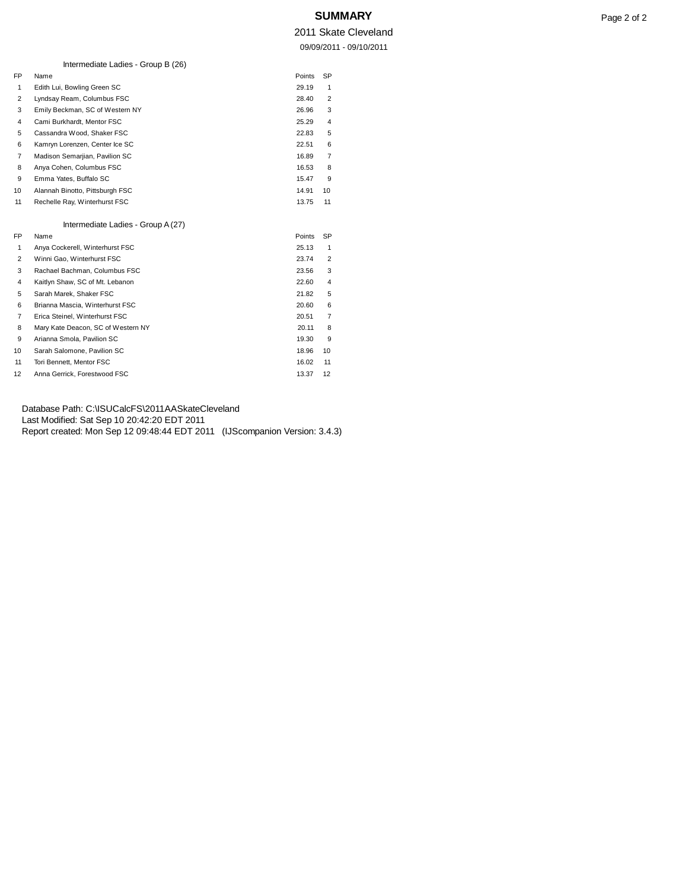# SUMMARY

2011 Skate Cleveland

09/09/2011 - 09/10/2011

### Intermediate Ladies - Group B (26)

| FP | Name | Points | SP |
|---|---|---|---|
| 1 | Edith Lui, Bowling Green SC | 29.19 | 1 |
| 2 | Lyndsay Ream, Columbus FSC | 28.40 | 2 |
| 3 | Emily Beckman, SC of Western NY | 26.96 | 3 |
| 4 | Cami Burkhardt, Mentor FSC | 25.29 | 4 |
| 5 | Cassandra Wood, Shaker FSC | 22.83 | 5 |
| 6 | Kamryn Lorenzen, Center Ice SC | 22.51 | 6 |
| 7 | Madison Semarjian, Pavilion SC | 16.89 | 7 |
| 8 | Anya Cohen, Columbus FSC | 16.53 | 8 |
| 9 | Emma Yates, Buffalo SC | 15.47 | 9 |
| 10 | Alannah Binotto, Pittsburgh FSC | 14.91 | 10 |
| 11 | Rechelle Ray, Winterhurst FSC | 13.75 | 11 |

### Intermediate Ladies - Group A (27)

| FP | Name | Points | SP |
|---|---|---|---|
| 1 | Anya Cockerell, Winterhurst FSC | 25.13 | 1 |
| 2 | Winni Gao, Winterhurst FSC | 23.74 | 2 |
| 3 | Rachael Bachman, Columbus FSC | 23.56 | 3 |
| 4 | Kaitlyn Shaw, SC of Mt. Lebanon | 22.60 | 4 |
| 5 | Sarah Marek, Shaker FSC | 21.82 | 5 |
| 6 | Brianna Mascia, Winterhurst FSC | 20.60 | 6 |
| 7 | Erica Steinel, Winterhurst FSC | 20.51 | 7 |
| 8 | Mary Kate Deacon, SC of Western NY | 20.11 | 8 |
| 9 | Arianna Smola, Pavilion SC | 19.30 | 9 |
| 10 | Sarah Salomone, Pavilion SC | 18.96 | 10 |
| 11 | Tori Bennett, Mentor FSC | 16.02 | 11 |
| 12 | Anna Gerrick, Forestwood FSC | 13.37 | 12 |

Database Path: C:\ISUCalcFS\2011AASkateCleveland
Last Modified: Sat Sep 10 20:42:20 EDT 2011
Report created: Mon Sep 12 09:48:44 EDT 2011 (IJScompanion Version: 3.4.3)